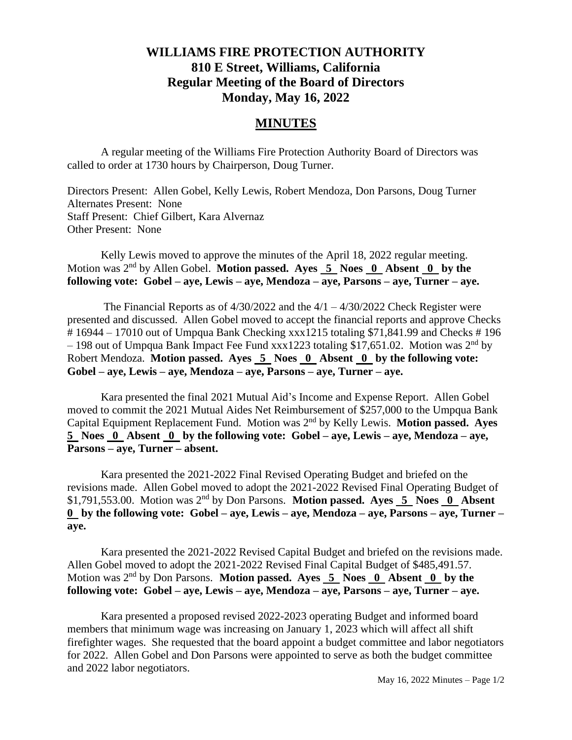# WILLIAMS FIRE PROTECTION AUTHORITY
## 810 E Street, Williams, California
## Regular Meeting of the Board of Directors
## Monday, May 16, 2022

## MINUTES

A regular meeting of the Williams Fire Protection Authority Board of Directors was called to order at 1730 hours by Chairperson, Doug Turner.

Directors Present: Allen Gobel, Kelly Lewis, Robert Mendoza, Don Parsons, Doug Turner
Alternates Present: None
Staff Present: Chief Gilbert, Kara Alvernaz
Other Present: None

Kelly Lewis moved to approve the minutes of the April 18, 2022 regular meeting. Motion was 2nd by Allen Gobel. **Motion passed. Ayes 5 Noes 0 Absent 0 by the following vote: Gobel – aye, Lewis – aye, Mendoza – aye, Parsons – aye, Turner – aye.**

The Financial Reports as of 4/30/2022 and the 4/1 – 4/30/2022 Check Register were presented and discussed. Allen Gobel moved to accept the financial reports and approve Checks # 16944 – 17010 out of Umpqua Bank Checking xxx1215 totaling $71,841.99 and Checks # 196 – 198 out of Umpqua Bank Impact Fee Fund xxx1223 totaling $17,651.02. Motion was 2nd by Robert Mendoza. **Motion passed. Ayes 5 Noes 0 Absent 0 by the following vote: Gobel – aye, Lewis – aye, Mendoza – aye, Parsons – aye, Turner – aye.**

Kara presented the final 2021 Mutual Aid's Income and Expense Report. Allen Gobel moved to commit the 2021 Mutual Aides Net Reimbursement of $257,000 to the Umpqua Bank Capital Equipment Replacement Fund. Motion was 2nd by Kelly Lewis. **Motion passed. Ayes 5 Noes 0 Absent 0 by the following vote: Gobel – aye, Lewis – aye, Mendoza – aye, Parsons – aye, Turner – absent.**

Kara presented the 2021-2022 Final Revised Operating Budget and briefed on the revisions made. Allen Gobel moved to adopt the 2021-2022 Revised Final Operating Budget of $1,791,553.00. Motion was 2nd by Don Parsons. **Motion passed. Ayes 5 Noes 0 Absent 0 by the following vote: Gobel – aye, Lewis – aye, Mendoza – aye, Parsons – aye, Turner – aye.**

Kara presented the 2021-2022 Revised Capital Budget and briefed on the revisions made. Allen Gobel moved to adopt the 2021-2022 Revised Final Capital Budget of $485,491.57. Motion was 2nd by Don Parsons. **Motion passed. Ayes 5 Noes 0 Absent 0 by the following vote: Gobel – aye, Lewis – aye, Mendoza – aye, Parsons – aye, Turner – aye.**

Kara presented a proposed revised 2022-2023 operating Budget and informed board members that minimum wage was increasing on January 1, 2023 which will affect all shift firefighter wages. She requested that the board appoint a budget committee and labor negotiators for 2022. Allen Gobel and Don Parsons were appointed to serve as both the budget committee and 2022 labor negotiators.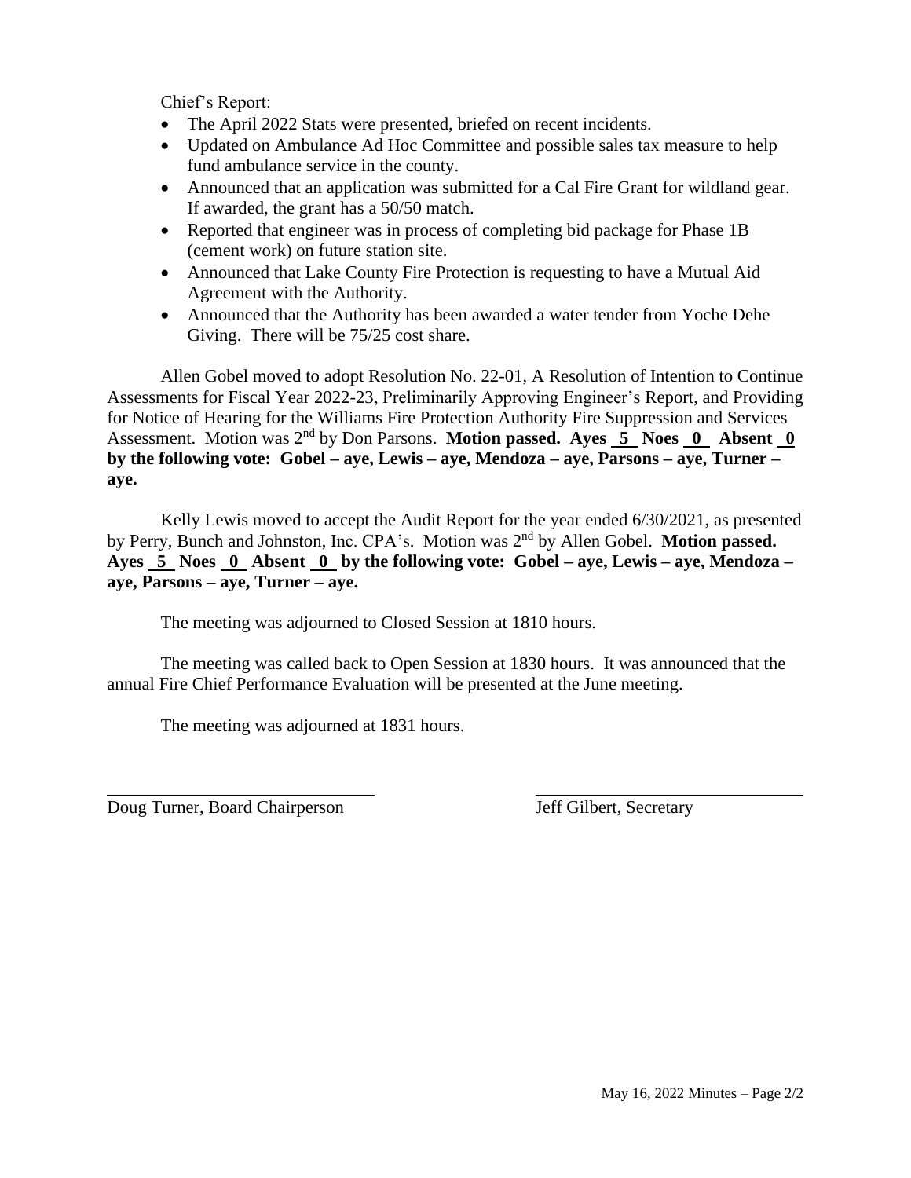Chief's Report:

- The April 2022 Stats were presented, briefed on recent incidents.
- Updated on Ambulance Ad Hoc Committee and possible sales tax measure to help fund ambulance service in the county.
- Announced that an application was submitted for a Cal Fire Grant for wildland gear. If awarded, the grant has a 50/50 match.
- Reported that engineer was in process of completing bid package for Phase 1B (cement work) on future station site.
- Announced that Lake County Fire Protection is requesting to have a Mutual Aid Agreement with the Authority.
- Announced that the Authority has been awarded a water tender from Yoche Dehe Giving. There will be 75/25 cost share.

Allen Gobel moved to adopt Resolution No. 22-01, A Resolution of Intention to Continue Assessments for Fiscal Year 2022-23, Preliminarily Approving Engineer's Report, and Providing for Notice of Hearing for the Williams Fire Protection Authority Fire Suppression and Services Assessment. Motion was 2nd by Don Parsons. **Motion passed. Ayes 5 Noes 0 Absent 0 by the following vote: Gobel – aye, Lewis – aye, Mendoza – aye, Parsons – aye, Turner – aye.**

Kelly Lewis moved to accept the Audit Report for the year ended 6/30/2021, as presented by Perry, Bunch and Johnston, Inc. CPA's. Motion was 2nd by Allen Gobel. **Motion passed. Ayes 5 Noes 0 Absent 0 by the following vote: Gobel – aye, Lewis – aye, Mendoza – aye, Parsons – aye, Turner – aye.**

The meeting was adjourned to Closed Session at 1810 hours.

The meeting was called back to Open Session at 1830 hours. It was announced that the annual Fire Chief Performance Evaluation will be presented at the June meeting.

The meeting was adjourned at 1831 hours.

Doug Turner, Board Chairperson

Jeff Gilbert, Secretary